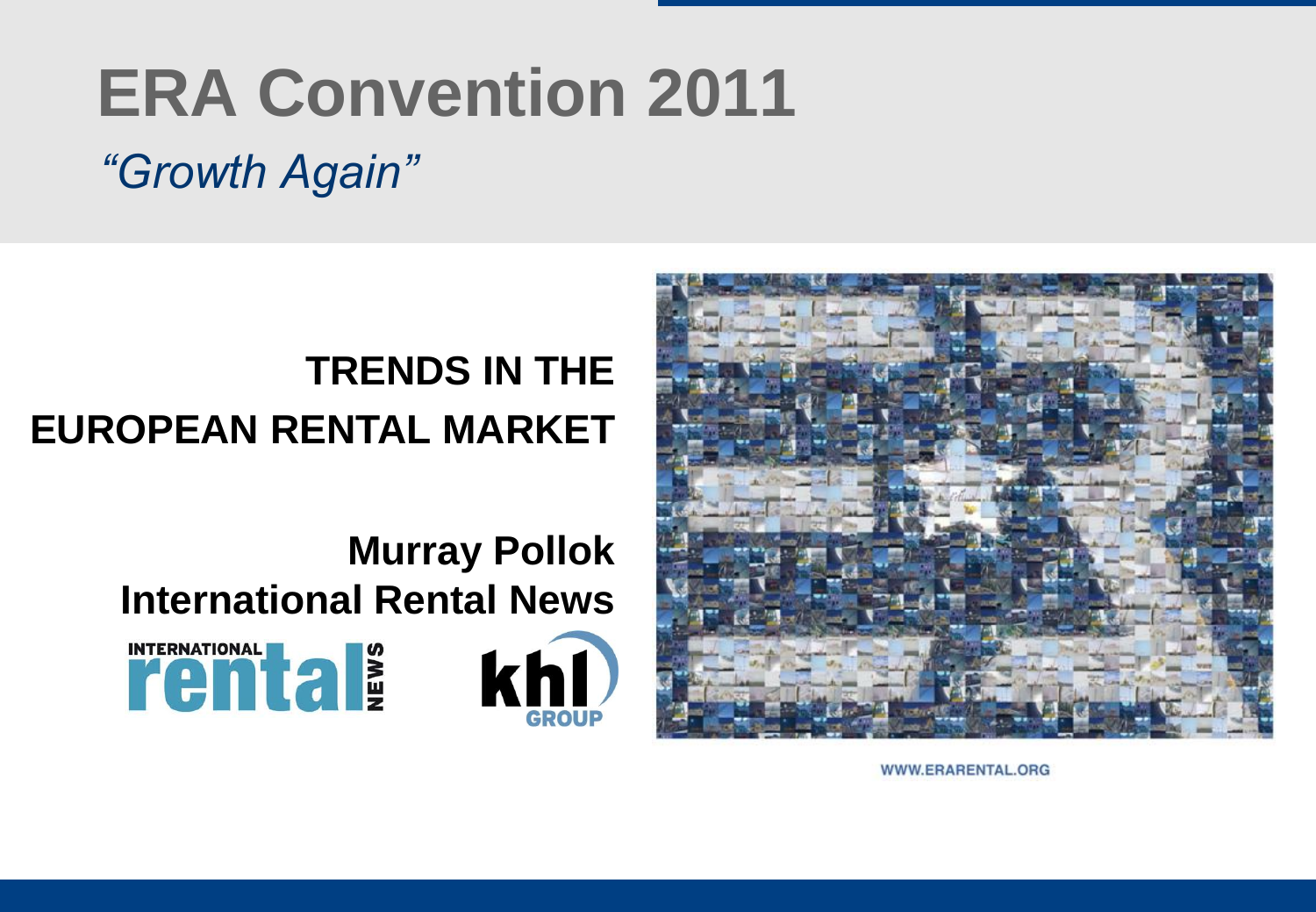# ERA Convention 2011

*"Growth Again"*

## TRENDS IN THE EUROPEAN RENTAL MARKET

**Murray Pollok**
**International Rental News**

WWW.ERARENTAL.ORG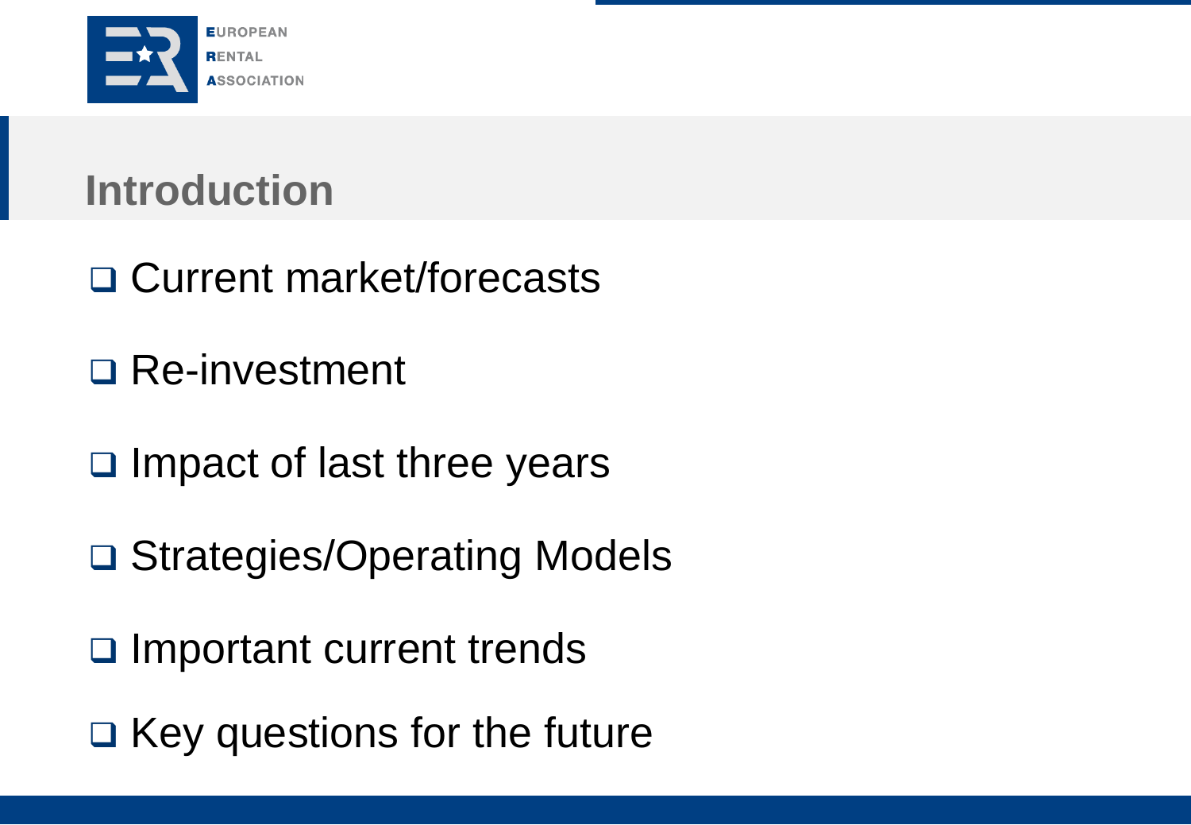## Introduction

- Current market/forecasts
- Re-investment
- Impact of last three years
- Strategies/Operating Models
- Important current trends
- Key questions for the future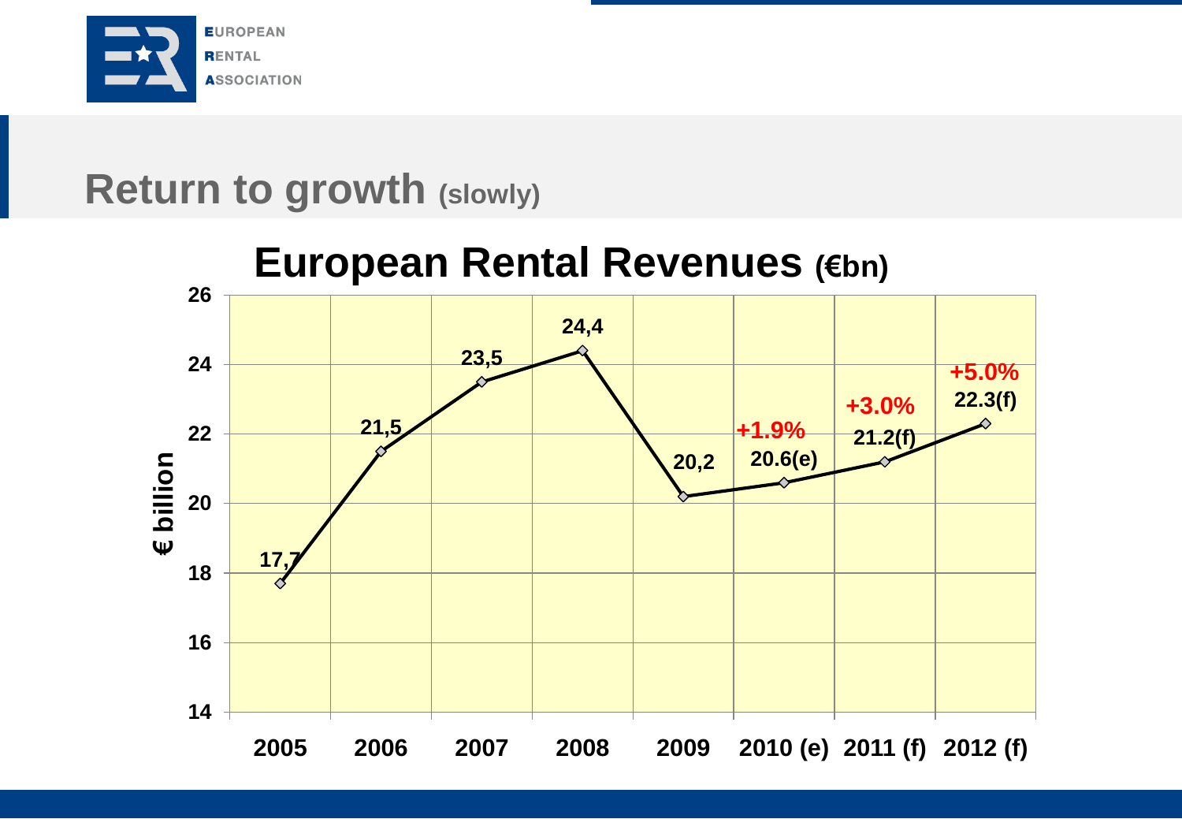## Return to growth (slowly)

### European Rental Revenues (€bn)

| Year | € billion | Growth |
|---|---|---|
| 2005 | 17,7 | |
| 2006 | 21,5 | |
| 2007 | 23,5 | |
| 2008 | 24,4 | |
| 2009 | 20,2 | |
| 2010 (e) | 20.6(e) | +1.9% |
| 2011 (f) | 21.2(f) | +3.0% |
| 2012 (f) | 22.3(f) | +5.0% |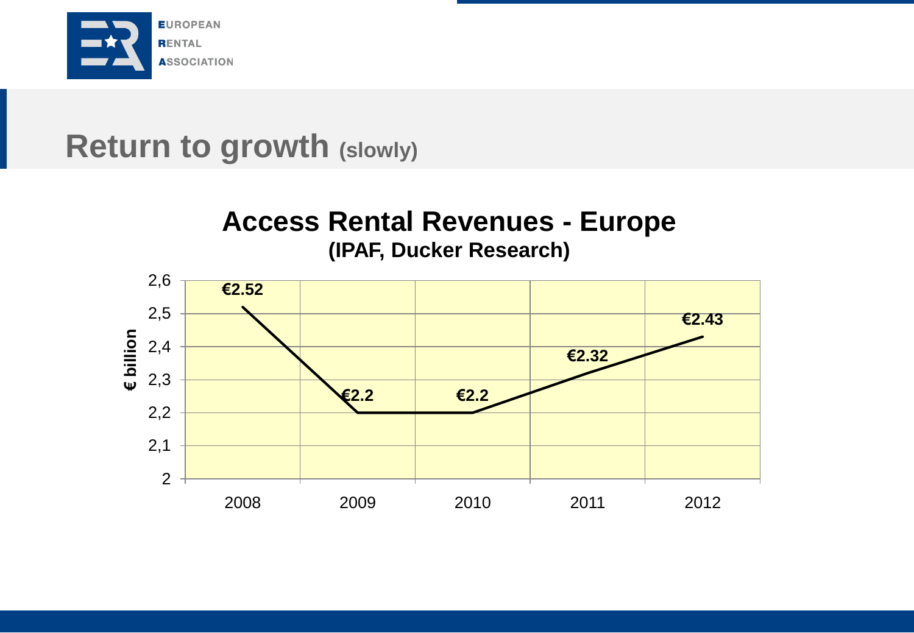# Return to growth (slowly)

## Access Rental Revenues - Europe
**(IPAF, Ducker Research)**

| Year | € billion |
|---|---|
| 2008 | €2.52 |
| 2009 | €2.2 |
| 2010 | €2.2 |
| 2011 | €2.32 |
| 2012 | €2.43 |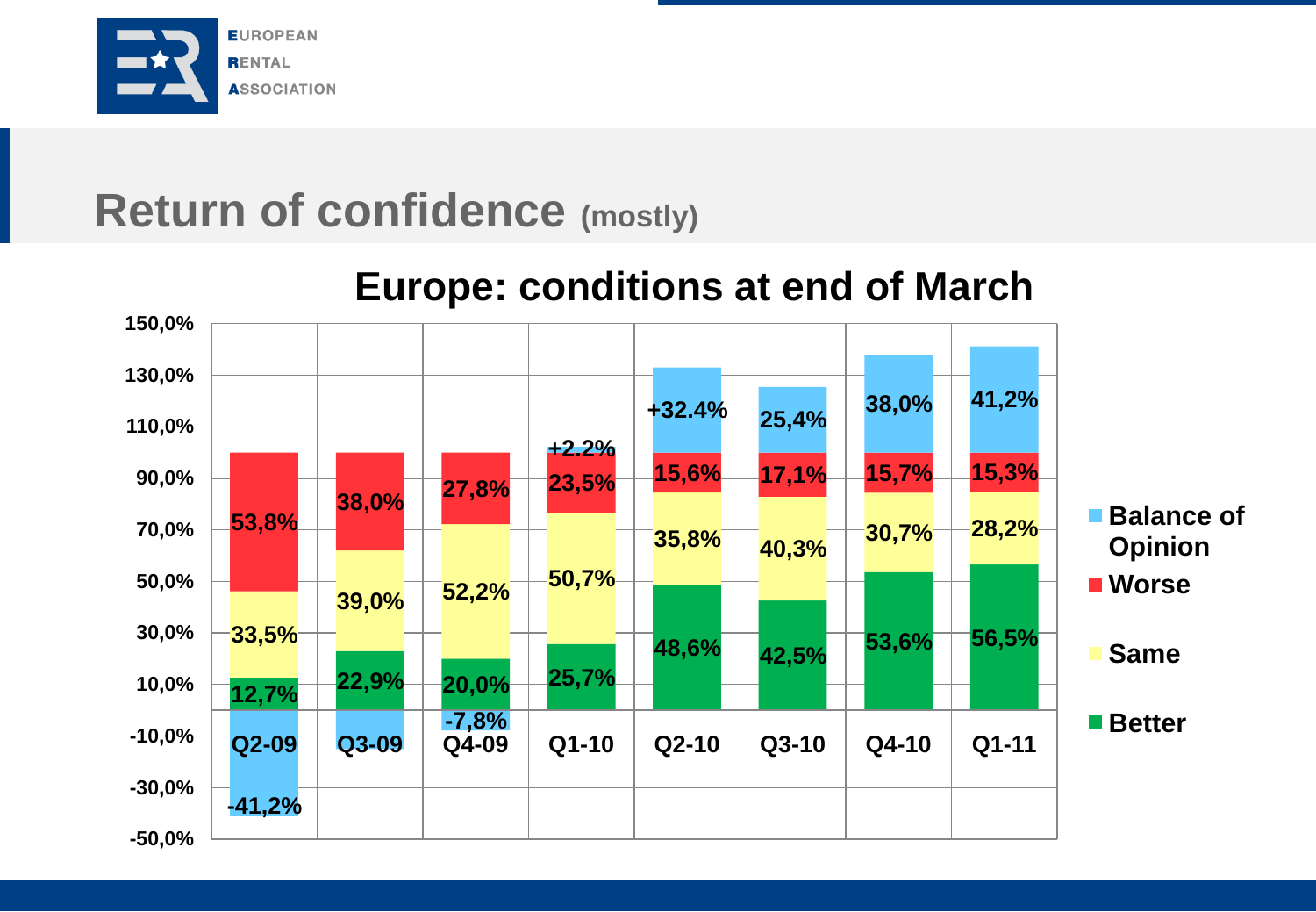# Return of confidence (mostly)

## Europe: conditions at end of March

| | Q2-09 | Q3-09 | Q4-09 | Q1-10 | Q2-10 | Q3-10 | Q4-10 | Q1-11 |
|---|---|---|---|---|---|---|---|---|
| Balance of Opinion | -41,2% | | -7,8% | +2.2% | +32.4% | 25,4% | 38,0% | 41,2% |
| Worse | 53,8% | 38,0% | 27,8% | 23,5% | 15,6% | 17,1% | 15,7% | 15,3% |
| Same | 33,5% | 39,0% | 52,2% | 50,7% | 35,8% | 40,3% | 30,7% | 28,2% |
| Better | 12,7% | 22,9% | 20,0% | 25,7% | 48,6% | 42,5% | 53,6% | 56,5% |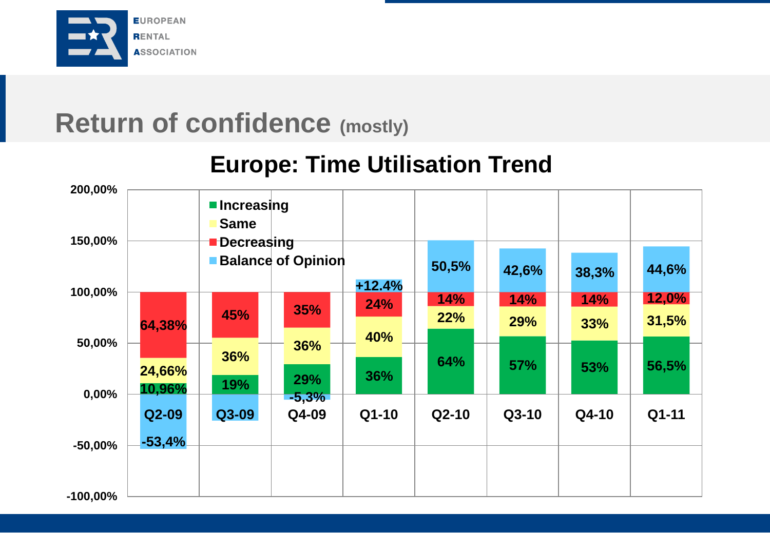# Return of confidence (mostly)

## Europe: Time Utilisation Trend

| | Q2-09 | Q3-09 | Q4-09 | Q1-10 | Q2-10 | Q3-10 | Q4-10 | Q1-11 |
|---|---|---|---|---|---|---|---|---|
| Increasing | 10,96% | 19% | 29% | 36% | 64% | 57% | 53% | 56,5% |
| Same | 24,66% | 36% | 36% | 40% | 22% | 29% | 33% | 31,5% |
| Decreasing | 64,38% | 45% | 35% | 24% | 14% | 14% | 14% | 12,0% |
| Balance of Opinion | -53,4% | | -5,3% | +12.4% | 50,5% | 42,6% | 38,3% | 44,6% |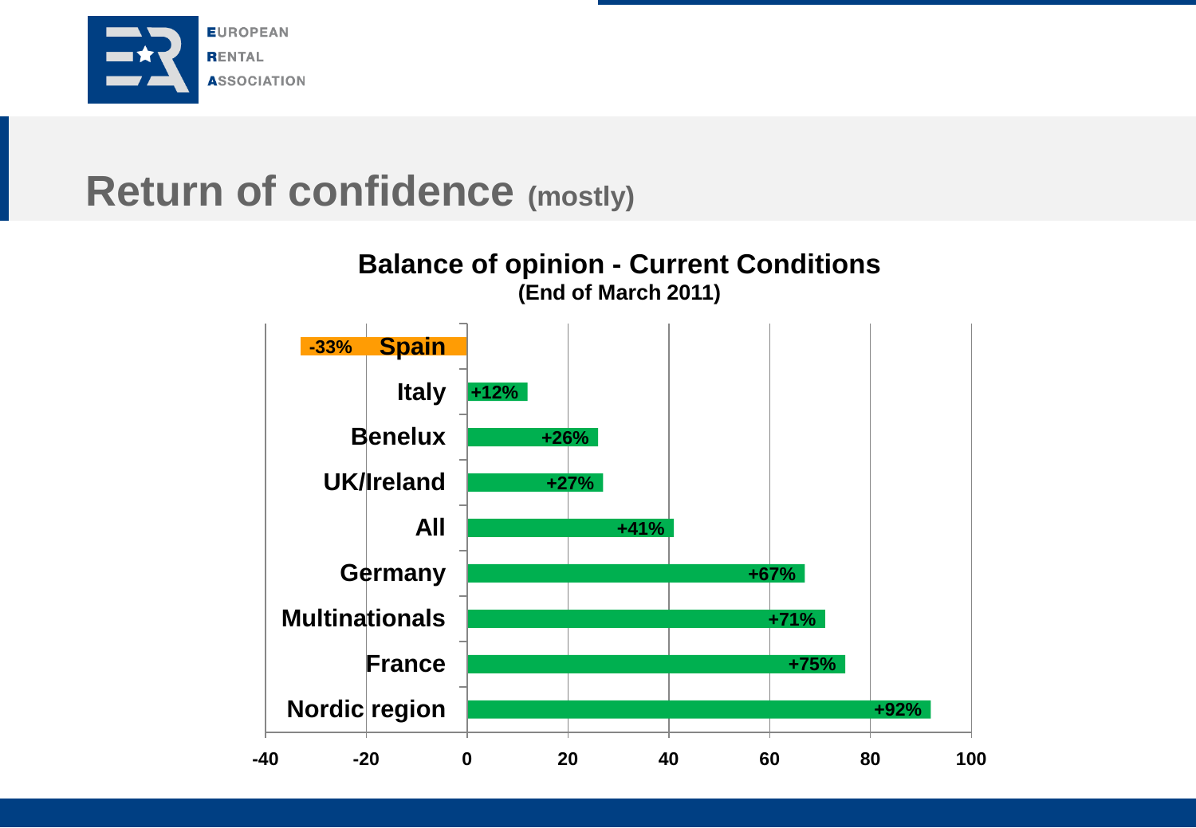# Return of confidence (mostly)

## Balance of opinion - Current Conditions
**(End of March 2011)**

| Region | Balance |
|---|---|
| Spain | -33% |
| Italy | +12% |
| Benelux | +26% |
| UK/Ireland | +27% |
| All | +41% |
| Germany | +67% |
| Multinationals | +71% |
| France | +75% |
| Nordic region | +92% |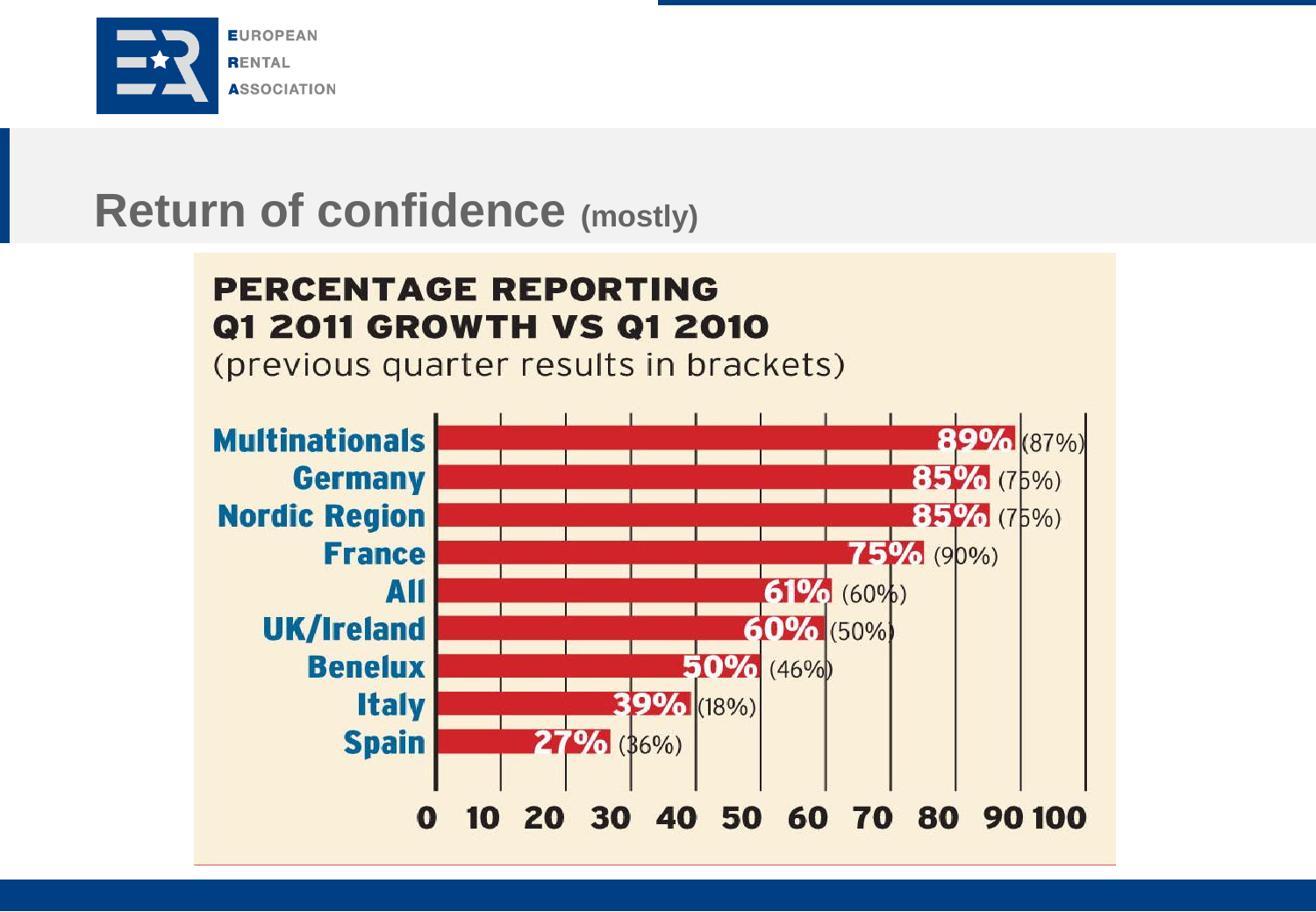# Return of confidence (mostly)

**PERCENTAGE REPORTING Q1 2011 GROWTH VS Q1 2010**

(previous quarter results in brackets)

| Region | Q1 2011 | Previous quarter |
|---|---|---|
| Multinationals | 89% | (87%) |
| Germany | 85% | (75%) |
| Nordic Region | 85% | (75%) |
| France | 75% | (90%) |
| All | 61% | (60%) |
| UK/Ireland | 60% | (50%) |
| Benelux | 50% | (46%) |
| Italy | 39% | (18%) |
| Spain | 27% | (36%) |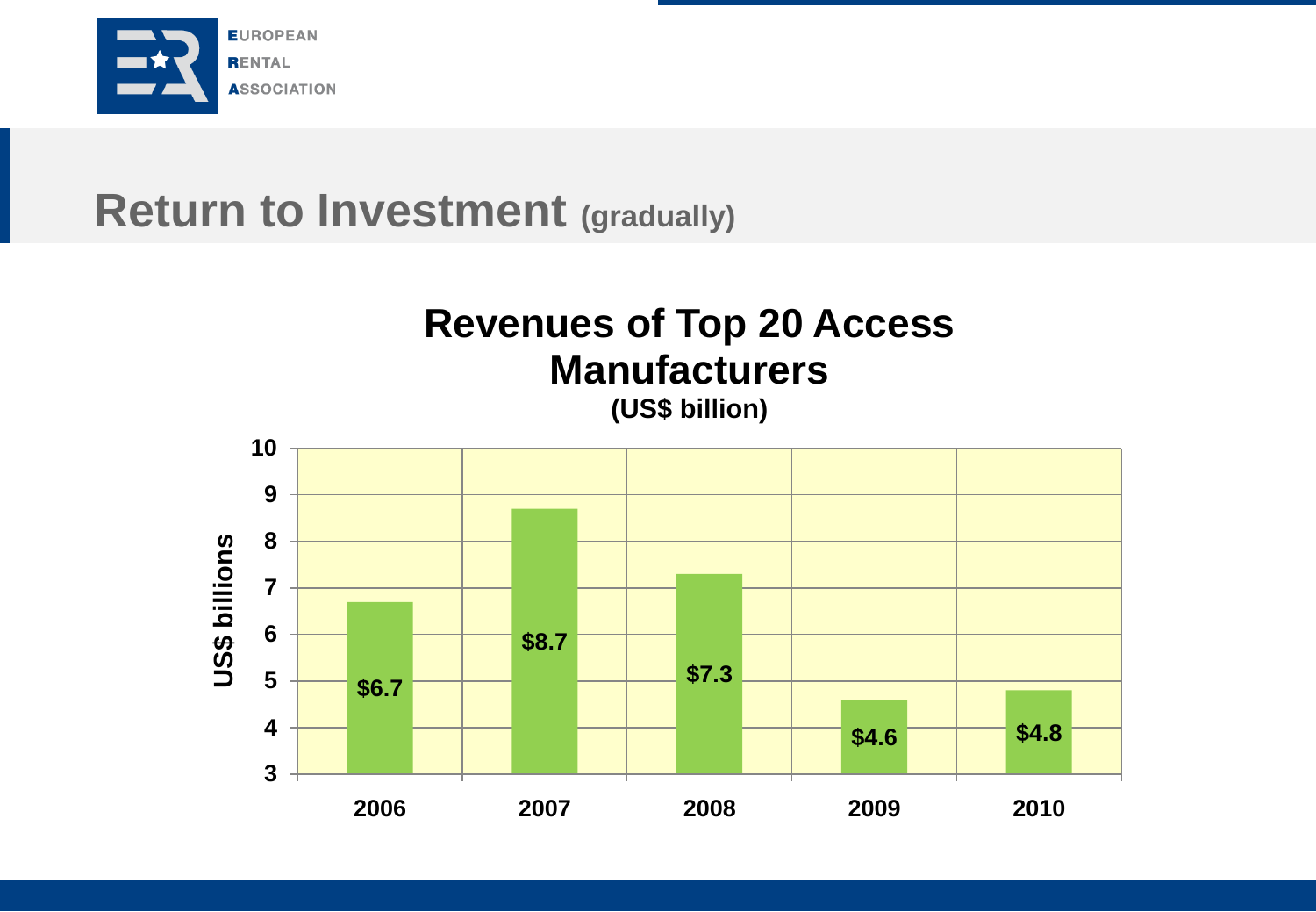# Return to Investment (gradually)

## Revenues of Top 20 Access Manufacturers

(US$ billion)

| Year | US$ billions |
|---|---|
| 2006 | $6.7 |
| 2007 | $8.7 |
| 2008 | $7.3 |
| 2009 | $4.6 |
| 2010 | $4.8 |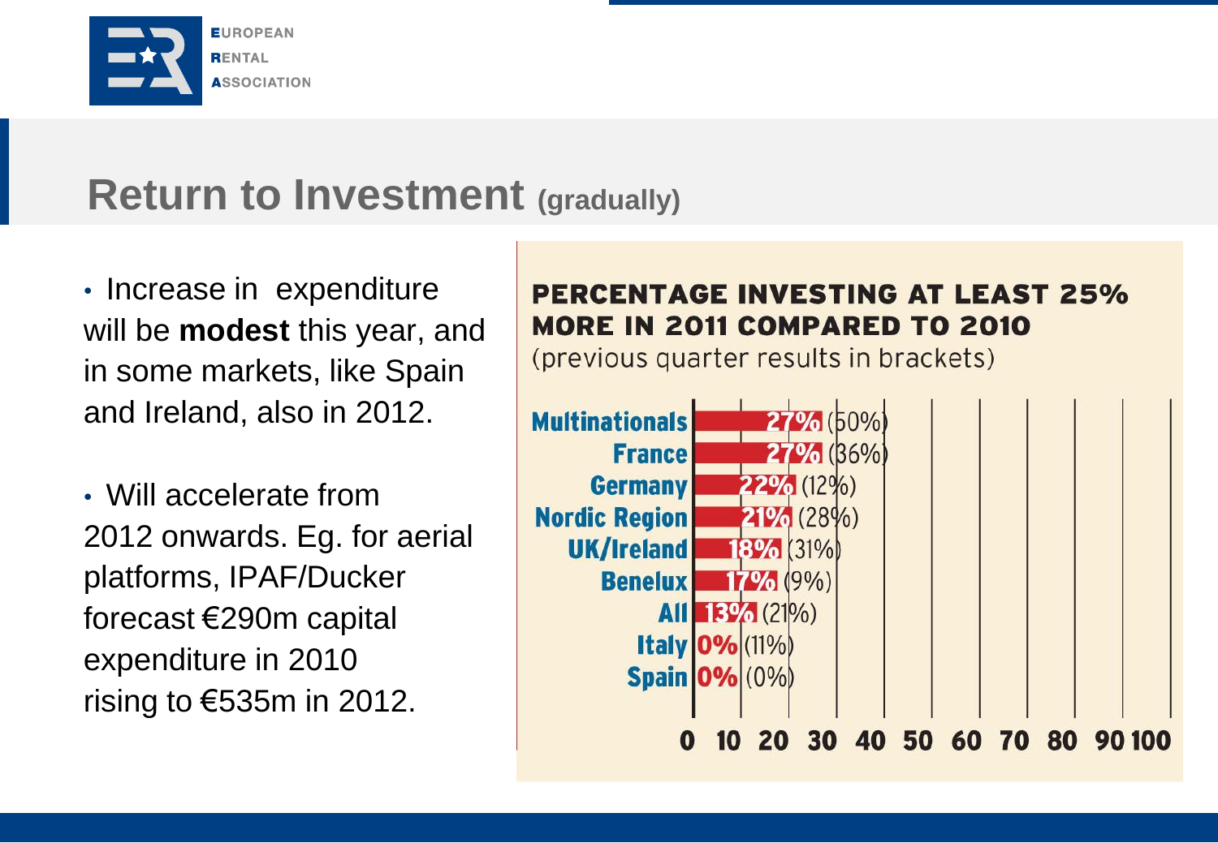## Return to Investment (gradually)

- Increase in expenditure will be **modest** this year, and in some markets, like Spain and Ireland, also in 2012.
- Will accelerate from 2012 onwards. Eg. for aerial platforms, IPAF/Ducker forecast €290m capital expenditure in 2010 rising to €535m in 2012.

**PERCENTAGE INVESTING AT LEAST 25% MORE IN 2011 COMPARED TO 2010**
(previous quarter results in brackets)

| Region | 2011 | Previous quarter |
|---|---|---|
| Multinationals | 27% | (50%) |
| France | 27% | (36%) |
| Germany | 22% | (12%) |
| Nordic Region | 21% | (28%) |
| UK/Ireland | 18% | (31%) |
| Benelux | 17% | (9%) |
| All | 13% | (21%) |
| Italy | 0% | (11%) |
| Spain | 0% | (0%) |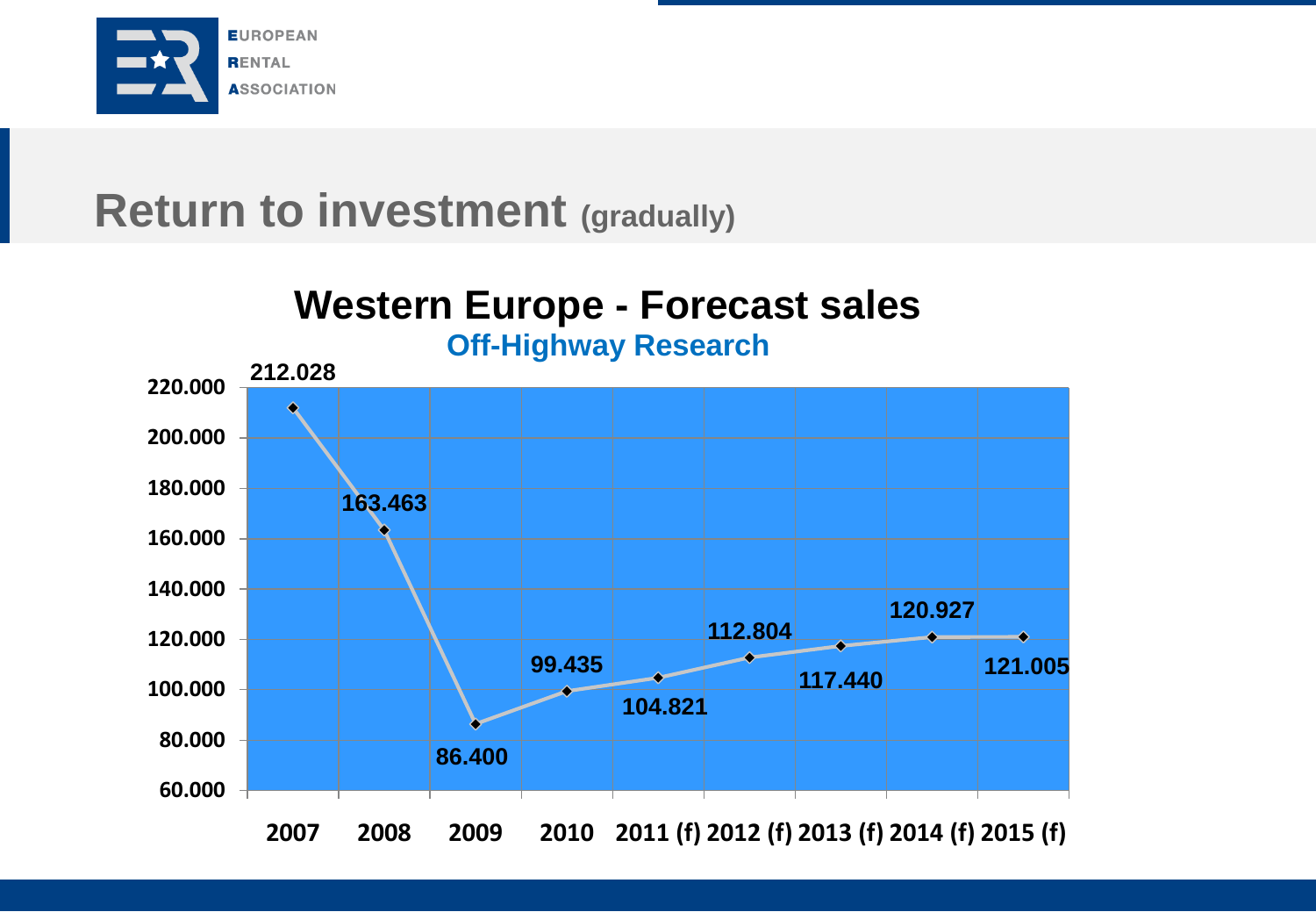# Return to investment (gradually)

## Western Europe - Forecast sales

**Off-Highway Research**

| Year | Sales |
|---|---|
| 2007 | 212.028 |
| 2008 | 163.463 |
| 2009 | 86.400 |
| 2010 | 99.435 |
| 2011 (f) | 104.821 |
| 2012 (f) | 112.804 |
| 2013 (f) | 117.440 |
| 2014 (f) | 120.927 |
| 2015 (f) | 121.005 |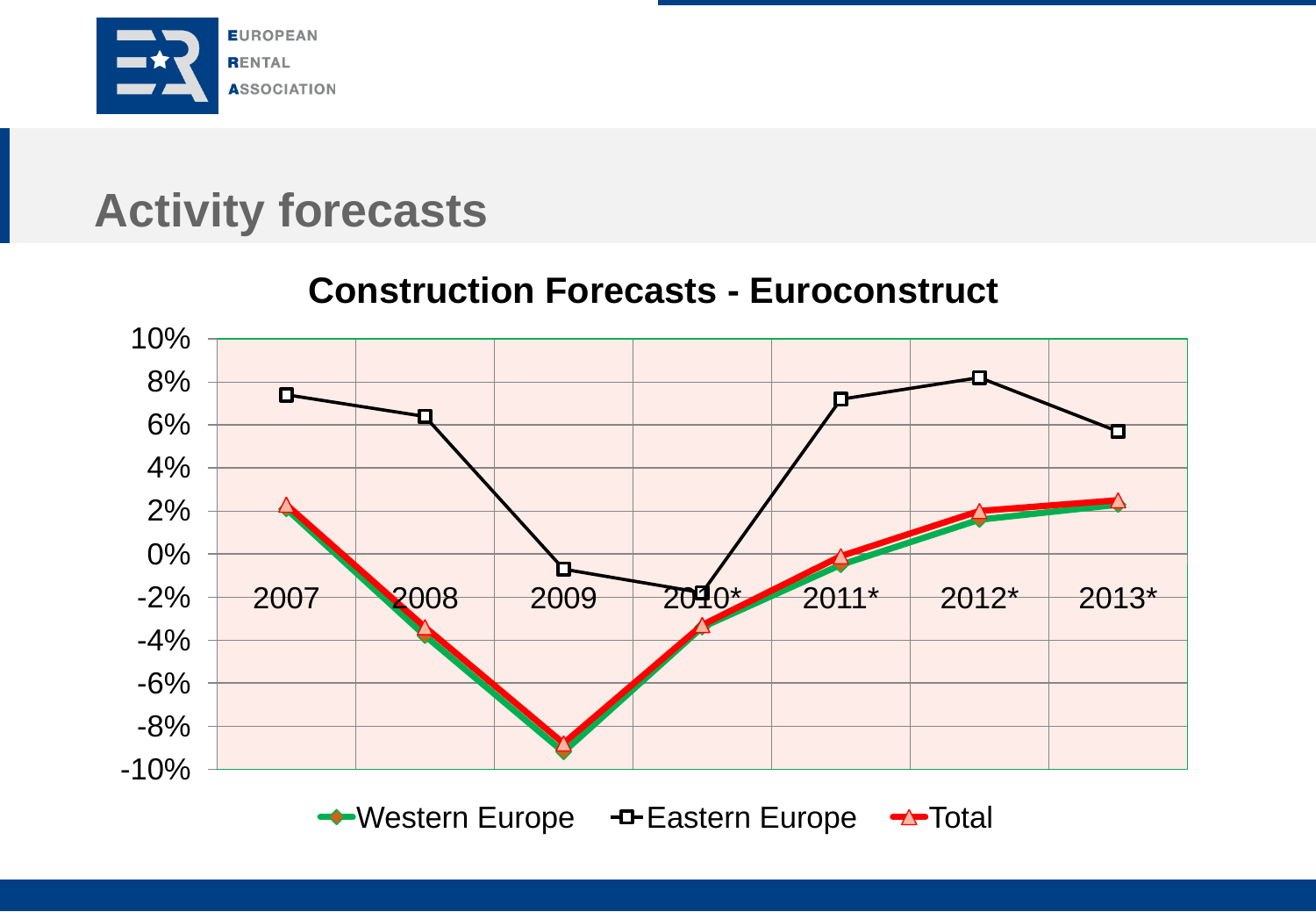# Activity forecasts

## Construction Forecasts - Euroconstruct

| Year | Western Europe | Eastern Europe | Total |
|---|---|---|---|
| 2007 | 2.1% | 7.4% | 2.3% |
| 2008 | -3.7% | 6.4% | -3.4% |
| 2009 | -9.1% | -0.7% | -8.8% |
| 2010* | -3.4% | -1.8% | -3.3% |
| 2011* | -0.4% | 7.2% | -0.1% |
| 2012* | 1.6% | 8.2% | 2.0% |
| 2013* | 2.3% | 5.7% | 2.5% |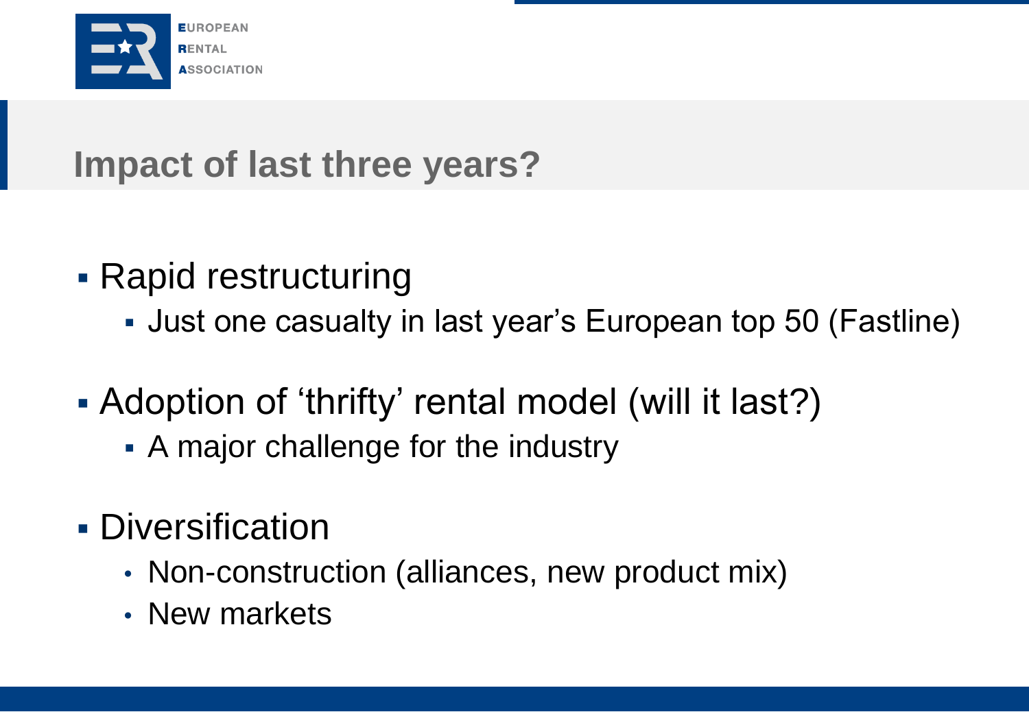# Impact of last three years?

- Rapid restructuring
  - Just one casualty in last year's European top 50 (Fastline)
- Adoption of 'thrifty' rental model (will it last?)
  - A major challenge for the industry
- Diversification
  - Non-construction (alliances, new product mix)
  - New markets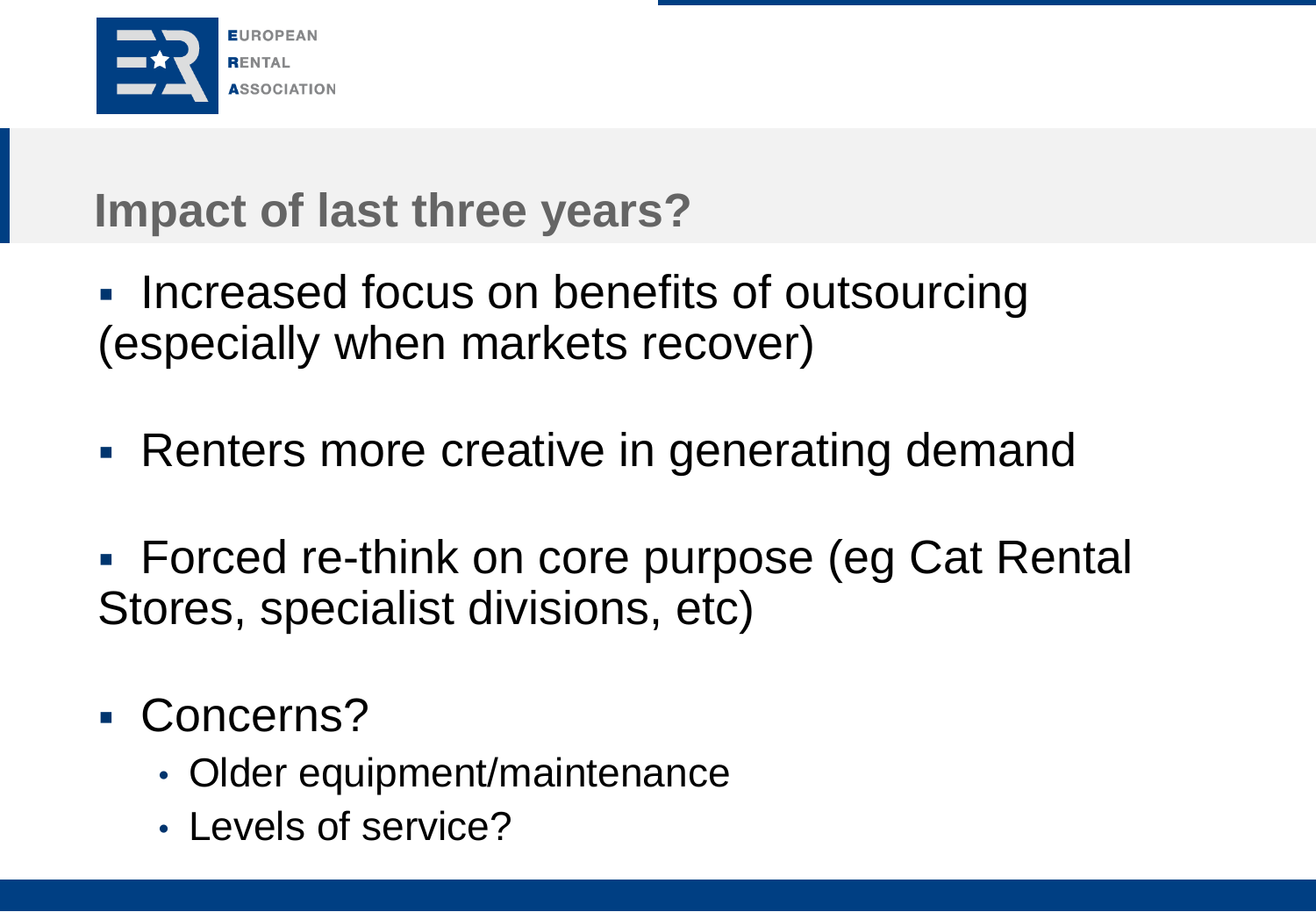# Impact of last three years?

- Increased focus on benefits of outsourcing (especially when markets recover)
- Renters more creative in generating demand
- Forced re-think on core purpose (eg Cat Rental Stores, specialist divisions, etc)
- Concerns?
  - Older equipment/maintenance
  - Levels of service?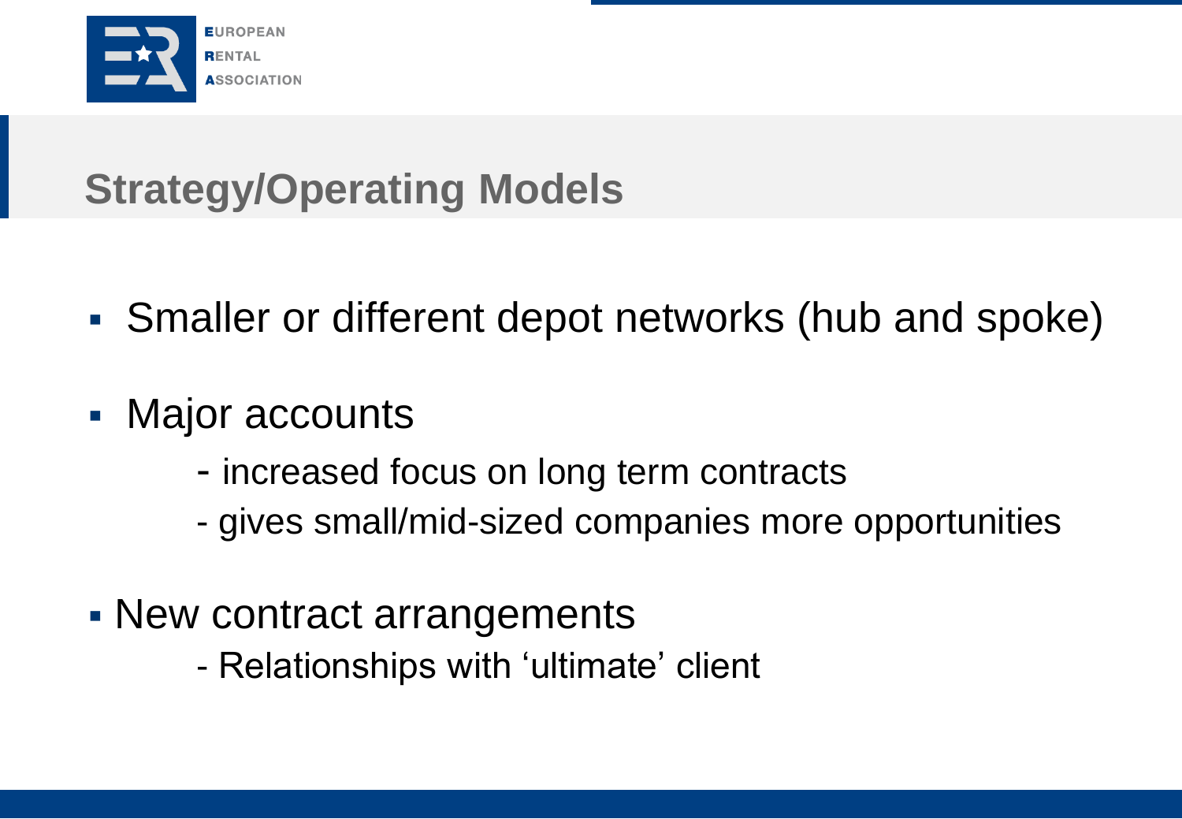## Strategy/Operating Models

- Smaller or different depot networks (hub and spoke)
- Major accounts
  - increased focus on long term contracts
  - gives small/mid-sized companies more opportunities
- New contract arrangements
  - Relationships with ‘ultimate’ client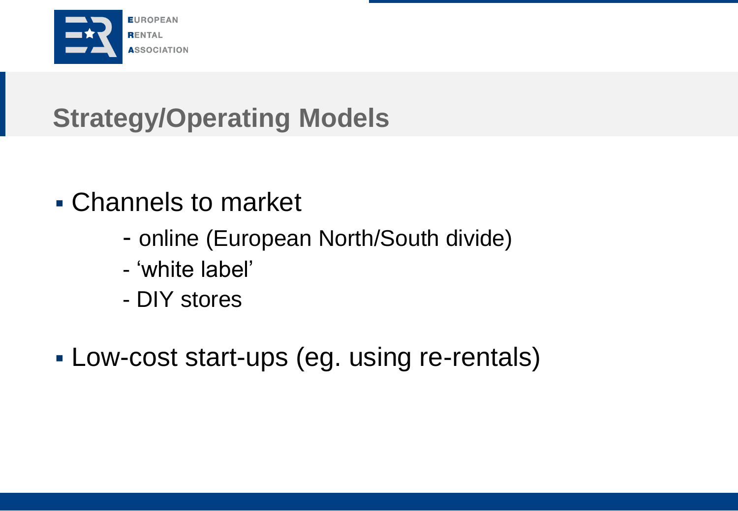## Strategy/Operating Models

- Channels to market
  - online (European North/South divide)
  - 'white label'
  - DIY stores
- Low-cost start-ups (eg. using re-rentals)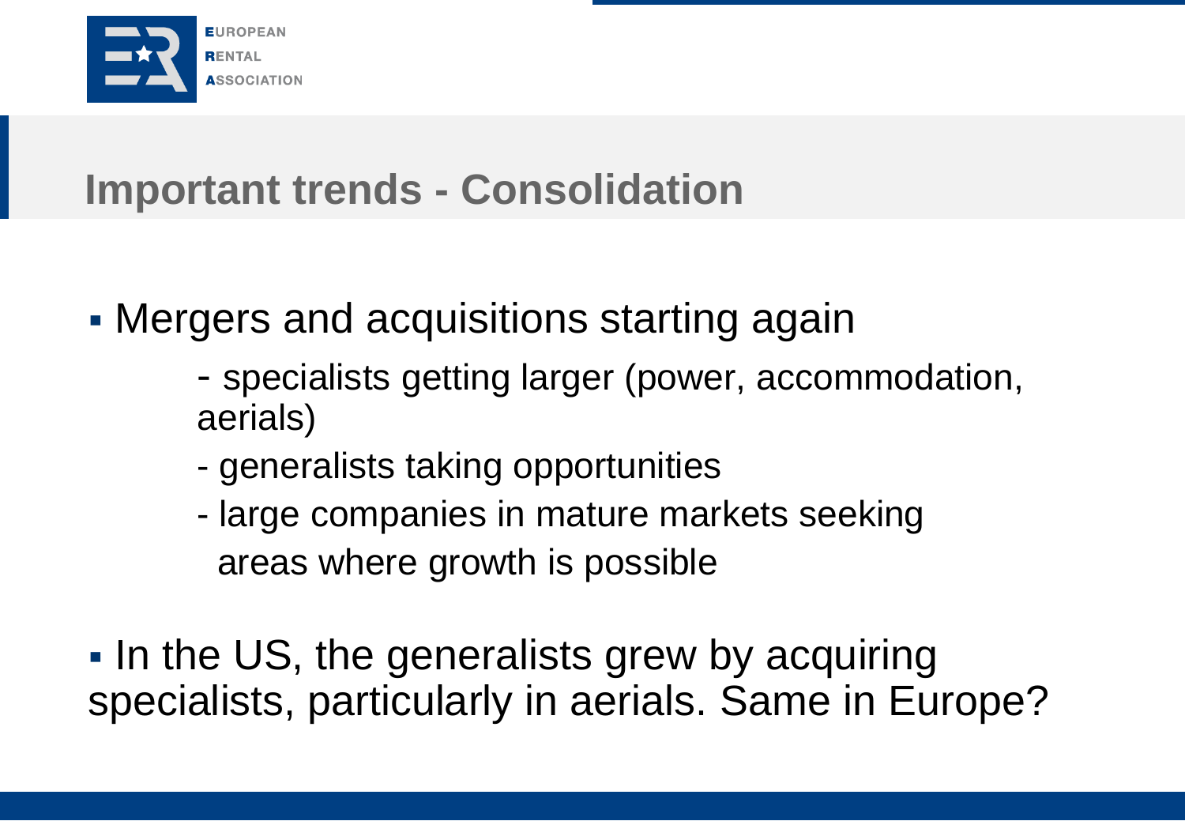# Important trends - Consolidation

- Mergers and acquisitions starting again
  - specialists getting larger (power, accommodation, aerials)
  - generalists taking opportunities
  - large companies in mature markets seeking areas where growth is possible

- In the US, the generalists grew by acquiring specialists, particularly in aerials. Same in Europe?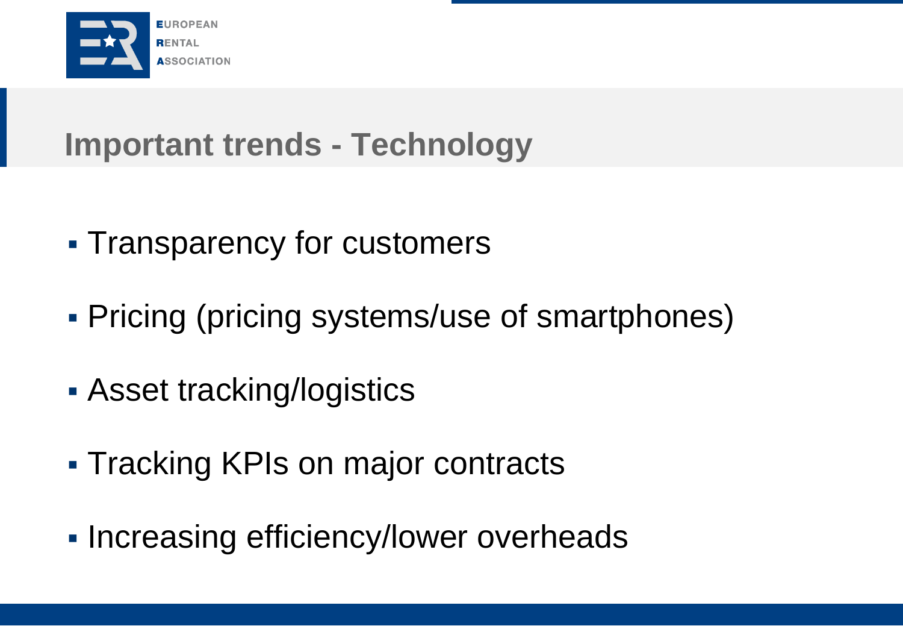# Important trends - Technology

- Transparency for customers
- Pricing (pricing systems/use of smartphones)
- Asset tracking/logistics
- Tracking KPIs on major contracts
- Increasing efficiency/lower overheads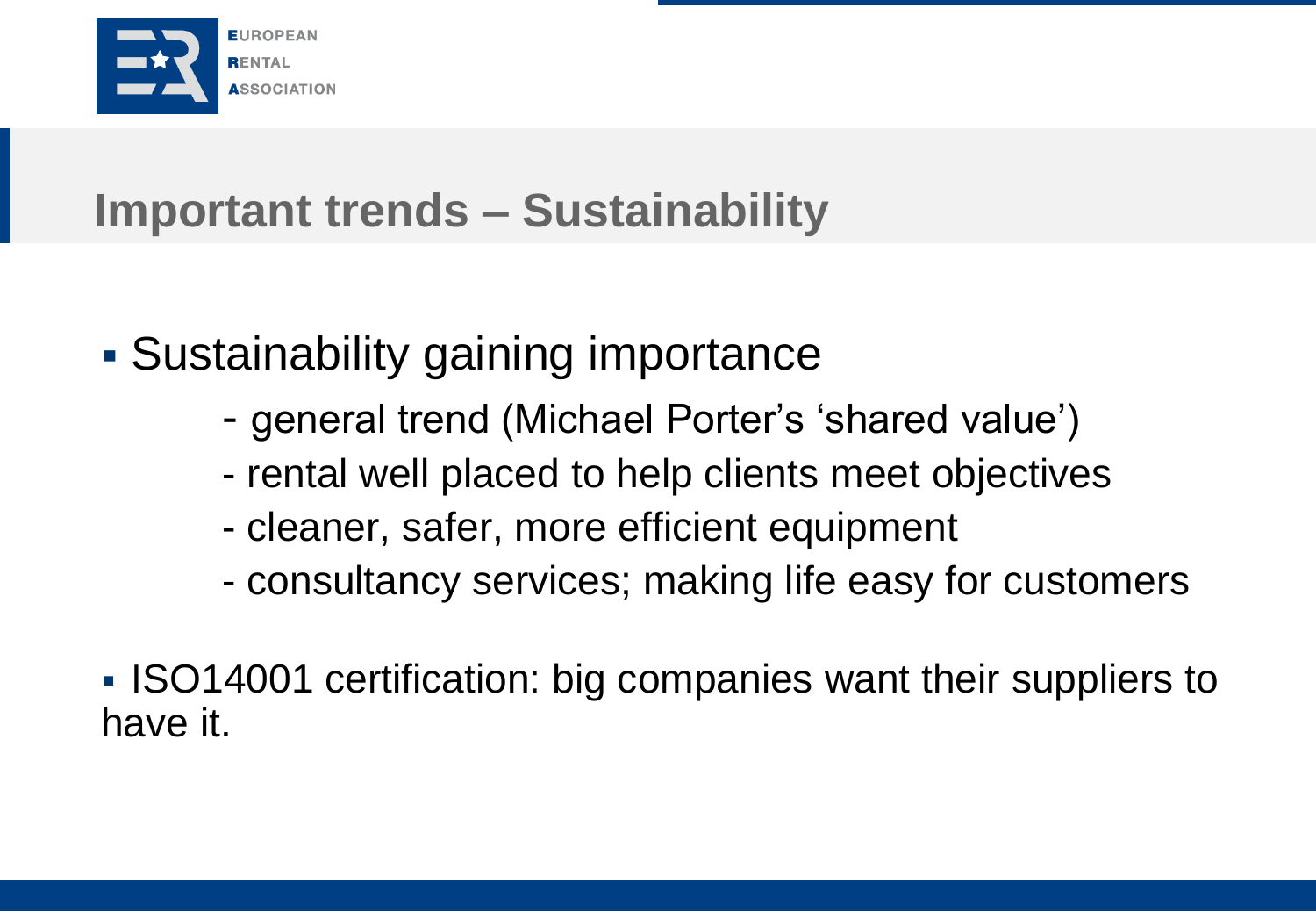# Important trends – Sustainability

- Sustainability gaining importance
  - general trend (Michael Porter's 'shared value')
  - rental well placed to help clients meet objectives
  - cleaner, safer, more efficient equipment
  - consultancy services; making life easy for customers

- ISO14001 certification: big companies want their suppliers to have it.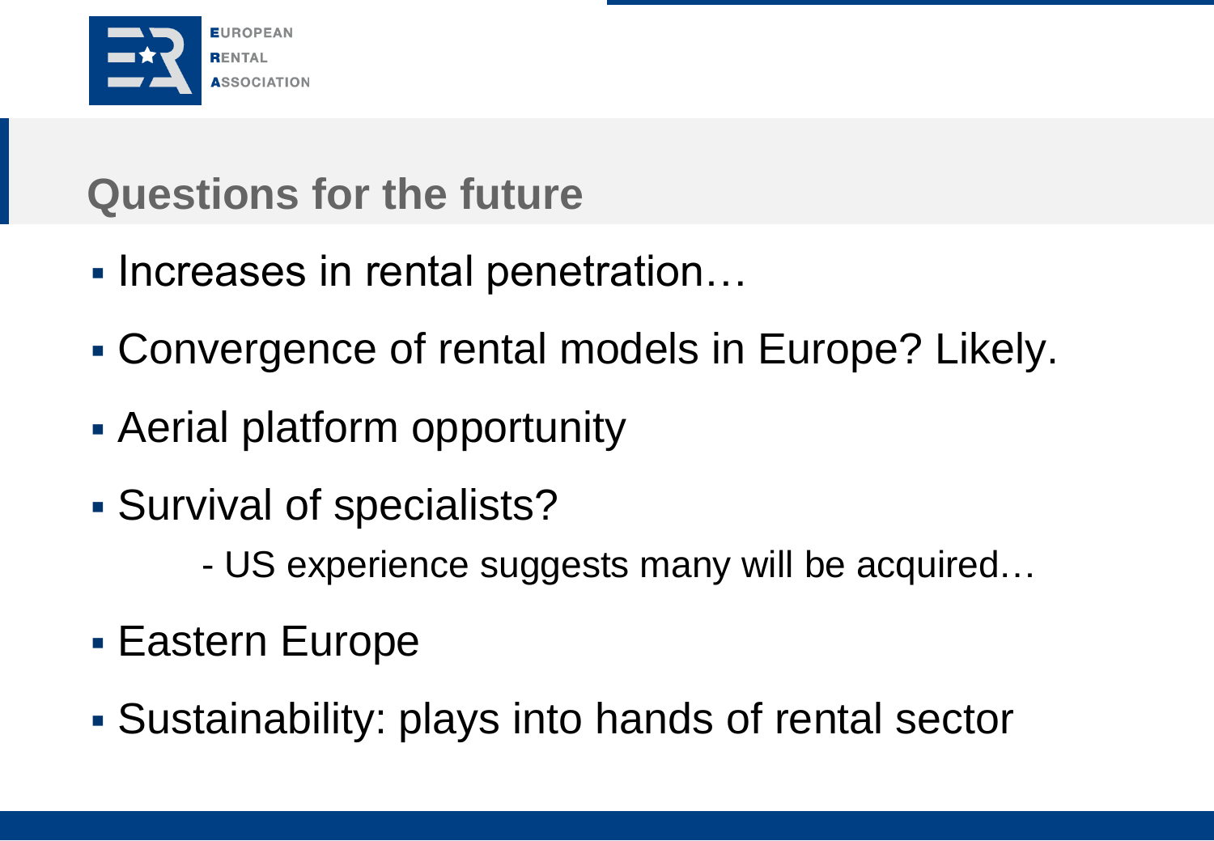## Questions for the future

- Increases in rental penetration…
- Convergence of rental models in Europe? Likely.
- Aerial platform opportunity
- Survival of specialists?
  - US experience suggests many will be acquired…
- Eastern Europe
- Sustainability: plays into hands of rental sector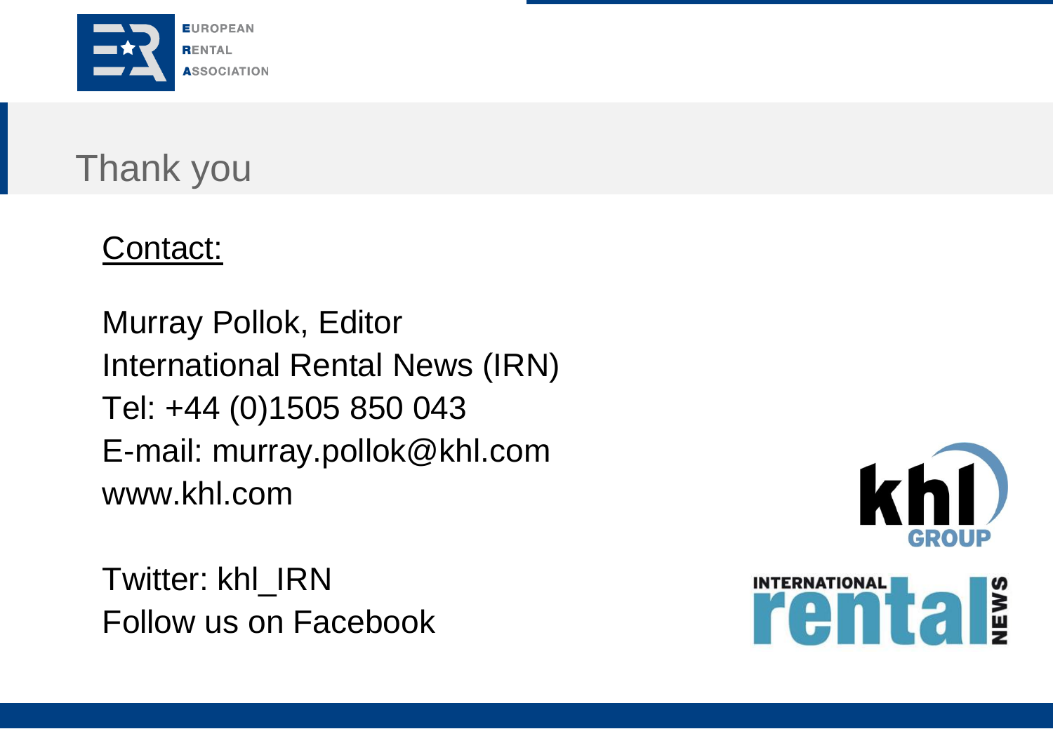# Thank you

Contact:

Murray Pollok, Editor
International Rental News (IRN)
Tel: +44 (0)1505 850 043
E-mail: murray.pollok@khl.com
www.khl.com

Twitter: khl_IRN
Follow us on Facebook